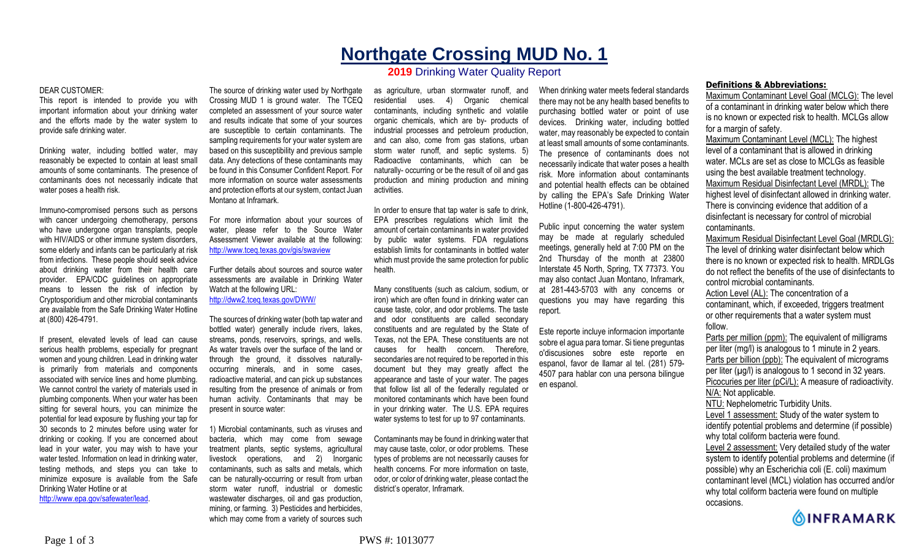# Northgate Crossing MUD No. 1

## 2019 Drinking Water Quality Report

DEAR CUSTOMER:

This report is intended to provide you with important information about your drinking water and the efforts made by the water system to provide safe drinking water.

Drinking water, including bottled water, may reasonably be expected to contain at least small amounts of some contaminants. The presence of contaminants does not necessarily indicate that water poses a health risk.

Immuno-compromised persons such as persons with cancer undergoing chemotherapy, persons who have undergone organ transplants, people with HIV/AIDS or other immune system disorders, some elderly and infants can be particularly at risk from infections. These people should seek advice about drinking water from their health care provider. EPA/CDC guidelines on appropriate means to lessen the risk of infection by Cryptosporidium and other microbial contaminants are available from the Safe Drinking Water Hotline at (800) 426-4791.

If present, elevated levels of lead can cause serious health problems, especially for pregnant women and young children. Lead in drinking water is primarily from materials and components associated with service lines and home plumbing. We cannot control the variety of materials used in plumbing components. When your water has been sitting for several hours, you can minimize the potential for lead exposure by flushing your tap for 30 seconds to 2 minutes before using water for drinking or cooking. If you are concerned about lead in your water, you may wish to have your water tested. Information on lead in drinking water, testing methods, and steps you can take to minimize exposure is available from the Safe Drinking Water Hotline or at http://www.epa.gov/safewater/lead.

The source of drinking water used by Northgate Crossing MUD 1 is ground water. The TCEQ completed an assessment of your source water and results indicate that some of your sources are susceptible to certain contaminants. The sampling requirements for your water system are based on this susceptibility and previous sample data. Any detections of these contaminants may be found in this Consumer Confident Report. For more information on source water assessments and protection efforts at our system, contact Juan Montano at Inframark.

For more information about your sources of water, please refer to the Source Water Assessment Viewer available at the following: http://www.tceq.texas.gov/gis/swaview

Further details about sources and source water assessments are available in Drinking Water Watch at the following URL: http://dww2.tceq.texas.gov/DWW/

The sources of drinking water (both tap water and bottled water) generally include rivers, lakes, streams, ponds, reservoirs, springs, and wells. As water travels over the surface of the land or through the ground, it dissolves naturally-occurring minerals, and in some cases, radioactive material, and can pick up substances resulting from the presence of animals or from human activity. Contaminants that may be present in source water:

1) Microbial contaminants, such as viruses and bacteria, which may come from sewage treatment plants, septic systems, agricultural livestock operations, and 2) Inorganic contaminants, such as salts and metals, which can be naturally-occurring or result from urban storm water runoff, industrial or domestic wastewater discharges, oil and gas production, mining, or farming. 3) Pesticides and herbicides, which may come from a variety of sources such as agriculture, urban stormwater runoff, and residential uses. 4) Organic chemical contaminants, including synthetic and volatile organic chemicals, which are by- products of industrial processes and petroleum production, and can also, come from gas stations, urban storm water runoff, and septic systems. 5) Radioactive contaminants, which can be naturally- occurring or be the result of oil and gas production and mining production and mining activities.

In order to ensure that tap water is safe to drink, EPA prescribes regulations which limit the amount of certain contaminants in water provided by public water systems. FDA regulations establish limits for contaminants in bottled water which must provide the same protection for public health.

Many constituents (such as calcium, sodium, or iron) which are often found in drinking water can cause taste, color, and odor problems. The taste and odor constituents are called secondary constituents and are regulated by the State of Texas, not the EPA. These constituents are not causes for health concern. Therefore, secondaries are not required to be reported in this document but they may greatly affect the appearance and taste of your water. The pages that follow list all of the federally regulated or monitored contaminants which have been found in your drinking water. The U.S. EPA requires water systems to test for up to 97 contaminants.

Contaminants may be found in drinking water that may cause taste, color, or odor problems. These types of problems are not necessarily causes for health concerns. For more information on taste, odor, or color of drinking water, please contact the district's operator, Inframark.

When drinking water meets federal standards there may not be any health based benefits to purchasing bottled water or point of use devices. Drinking water, including bottled water, may reasonably be expected to contain at least small amounts of some contaminants. The presence of contaminants does not necessarily indicate that water poses a health risk. More information about contaminants and potential health effects can be obtained by calling the EPA's Safe Drinking Water Hotline (1-800-426-4791).

Public input concerning the water system may be made at regularly scheduled meetings, generally held at 7:00 PM on the 2nd Thursday of the month at 23800 Interstate 45 North, Spring, TX 77373. You may also contact Juan Montano, Inframark, at 281-443-5703 with any concerns or questions you may have regarding this report.

Este reporte incluye informacion importante sobre el agua para tomar. Si tiene preguntas o'discusiones sobre este reporte en espanol, favor de llamar al tel. (281) 579-4507 para hablar con una persona bilingue en espanol.

### Definitions & Abbreviations:

Maximum Contaminant Level Goal (MCLG): The level of a contaminant in drinking water below which there is no known or expected risk to health. MCLGs allow for a margin of safety.

Maximum Contaminant Level (MCL): The highest level of a contaminant that is allowed in drinking water. MCLs are set as close to MCLGs as feasible using the best available treatment technology.

Maximum Residual Disinfectant Level (MRDL): The highest level of disinfectant allowed in drinking water. There is convincing evidence that addition of a disinfectant is necessary for control of microbial contaminants.

Maximum Residual Disinfectant Level Goal (MRDLG): The level of drinking water disinfectant below which there is no known or expected risk to health. MRDLGs do not reflect the benefits of the use of disinfectants to control microbial contaminants.

Action Level (AL): The concentration of a contaminant, which, if exceeded, triggers treatment or other requirements that a water system must follow.

Parts per million (ppm): The equivalent of milligrams per liter (mg/l) is analogous to 1 minute in 2 years.

Parts per billion (ppb): The equivalent of micrograms per liter (µg/l) is analogous to 1 second in 32 years.

Picocuries per liter (pCi/L): A measure of radioactivity.

N/A: Not applicable.

NTU: Nephelometric Turbidity Units.

Level 1 assessment: Study of the water system to identify potential problems and determine (if possible) why total coliform bacteria were found.

Level 2 assessment: Very detailed study of the water system to identify potential problems and determine (if possible) why an Escherichia coli (E. coli) maximum contaminant level (MCL) violation has occurred and/or why total coliform bacteria were found on multiple occasions.

INFRAMARK

PWS #: 1013077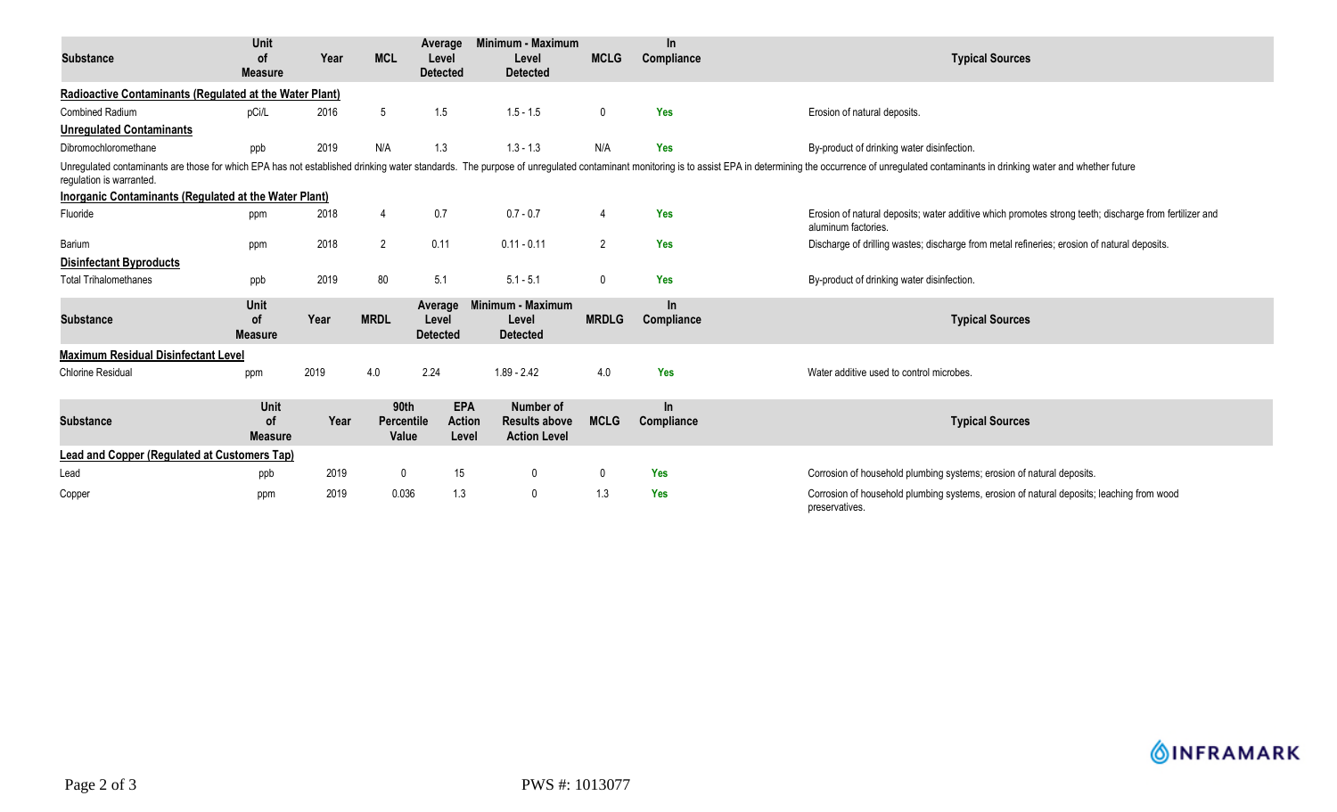| Substance | Unit of Measure | Year | MCL | Average Level Detected | Minimum - Maximum Level Detected | MCLG | In Compliance | Typical Sources |
|---|---|---|---|---|---|---|---|---|
| **Radioactive Contaminants (Regulated at the Water Plant)** | | | | | | | | |
| Combined Radium | pCi/L | 2016 | 5 | 1.5 | 1.5 - 1.5 | 0 | Yes | Erosion of natural deposits. |
| **Unregulated Contaminants** | | | | | | | | |
| Dibromochloromethane | ppb | 2019 | N/A | 1.3 | 1.3 - 1.3 | N/A | Yes | By-product of drinking water disinfection. |

Unregulated contaminants are those for which EPA has not established drinking water standards. The purpose of unregulated contaminant monitoring is to assist EPA in determining the occurrence of unregulated contaminants in drinking water and whether future regulation is warranted.

| Substance | Unit of Measure | Year | MCL | Average Level Detected | Minimum - Maximum Level Detected | MCLG | In Compliance | Typical Sources |
|---|---|---|---|---|---|---|---|---|
| **Inorganic Contaminants (Regulated at the Water Plant)** | | | | | | | | |
| Fluoride | ppm | 2018 | 4 | 0.7 | 0.7 - 0.7 | 4 | Yes | Erosion of natural deposits; water additive which promotes strong teeth; discharge from fertilizer and aluminum factories. |
| Barium | ppm | 2018 | 2 | 0.11 | 0.11 - 0.11 | 2 | Yes | Discharge of drilling wastes; discharge from metal refineries; erosion of natural deposits. |
| **Disinfectant Byproducts** | | | | | | | | |
| Total Trihalomethanes | ppb | 2019 | 80 | 5.1 | 5.1 - 5.1 | 0 | Yes | By-product of drinking water disinfection. |

| Substance | Unit of Measure | Year | MRDL | Average Level Detected | Minimum - Maximum Level Detected | MRDLG | In Compliance | Typical Sources |
|---|---|---|---|---|---|---|---|---|
| **Maximum Residual Disinfectant Level** | | | | | | | | |
| Chlorine Residual | ppm | 2019 | 4.0 | 2.24 | 1.89 - 2.42 | 4.0 | Yes | Water additive used to control microbes. |

| Substance | Unit of Measure | Year | 90th Percentile Value | EPA Action Level | Number of Results above Action Level | MCLG | In Compliance | Typical Sources |
|---|---|---|---|---|---|---|---|---|
| **Lead and Copper (Regulated at Customers Tap)** | | | | | | | | |
| Lead | ppb | 2019 | 0 | 15 | 0 | 0 | Yes | Corrosion of household plumbing systems; erosion of natural deposits. |
| Copper | ppm | 2019 | 0.036 | 1.3 | 0 | 1.3 | Yes | Corrosion of household plumbing systems, erosion of natural deposits; leaching from wood preservatives. |

PWS #: 1013077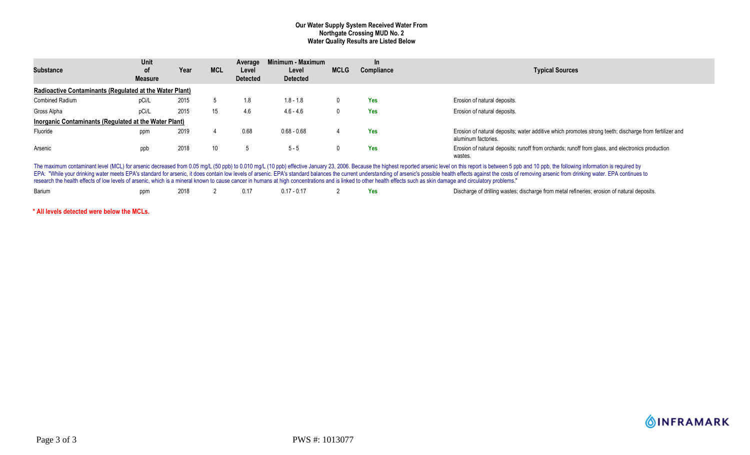**Our Water Supply System Received Water From**
**Northgate Crossing MUD No. 2**
**Water Quality Results are Listed Below**

| Substance | Unit of Measure | Year | MCL | Average Level Detected | Minimum - Maximum Level Detected | MCLG | In Compliance | Typical Sources |
|---|---|---|---|---|---|---|---|---|
| **Radioactive Contaminants (Regulated at the Water Plant)** | | | | | | | | |
| Combined Radium | pCi/L | 2015 | 5 | 1.8 | 1.8 - 1.8 | 0 | **Yes** | Erosion of natural deposits. |
| Gross Alpha | pCi/L | 2015 | 15 | 4.6 | 4.6 - 4.6 | 0 | **Yes** | Erosion of natural deposits. |
| **Inorganic Contaminants (Regulated at the Water Plant)** | | | | | | | | |
| Fluoride | ppm | 2019 | 4 | 0.68 | 0.68 - 0.68 | 4 | **Yes** | Erosion of natural deposits; water additive which promotes strong teeth; discharge from fertilizer and aluminum factories. |
| Arsenic | ppb | 2018 | 10 | 5 | 5 - 5 | 0 | **Yes** | Erosion of natural deposits; runoff from orchards; runoff from glass, and electronics production wastes. |
| The maximum contaminant level (MCL) for arsenic decreased from 0.05 mg/L (50 ppb) to 0.010 mg/L (10 ppb) effective January 23, 2006. Because the highest reported arsenic level on this report is between 5 ppb and 10 ppb, the following information is required by EPA: "While your drinking water meets EPA's standard for arsenic, it does contain low levels of arsenic. EPA's standard balances the current understanding of arsenic's possible health effects against the costs of removing arsenic from drinking water. EPA continues to research the health effects of low levels of arsenic, which is a mineral known to cause cancer in humans at high concentrations and is linked to other health effects such as skin damage and circulatory problems." | | | | | | | | |
| Barium | ppm | 2018 | 2 | 0.17 | 0.17 - 0.17 | 2 | **Yes** | Discharge of drilling wastes; discharge from metal refineries; erosion of natural deposits. |

**\* All levels detected were below the MCLs.**

INFRAMARK

PWS #: 1013077